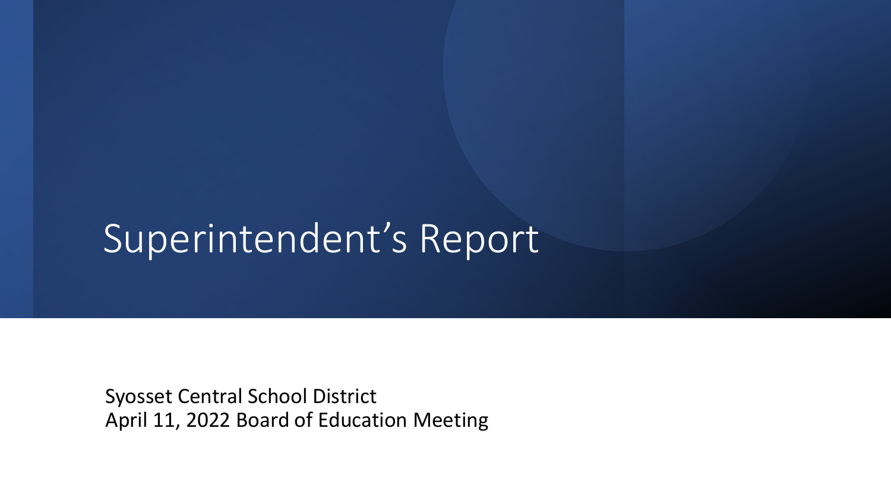# Superintendent's Report

Syosset Central School District
April 11, 2022 Board of Education Meeting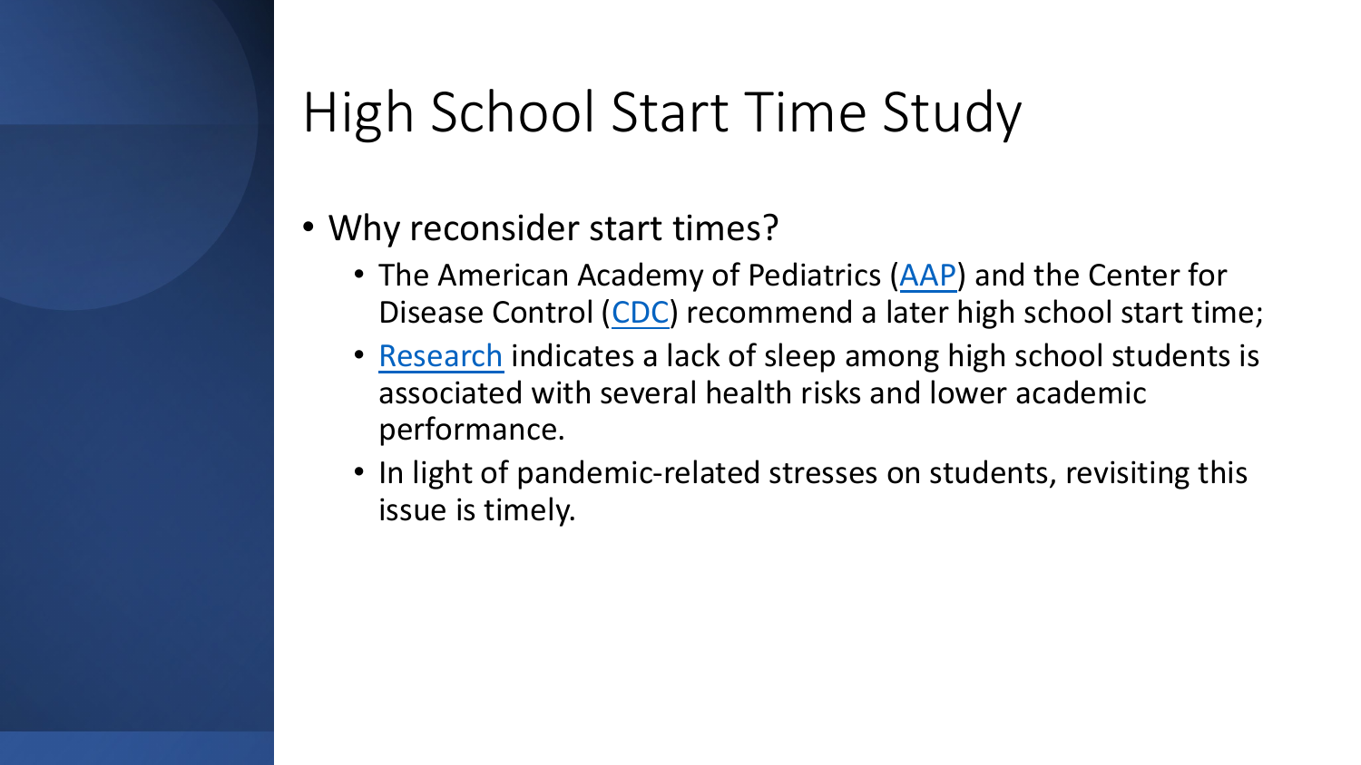# High School Start Time Study

- Why reconsider start times?
  - The American Academy of Pediatrics (AAP) and the Center for Disease Control (CDC) recommend a later high school start time;
  - Research indicates a lack of sleep among high school students is associated with several health risks and lower academic performance.
  - In light of pandemic-related stresses on students, revisiting this issue is timely.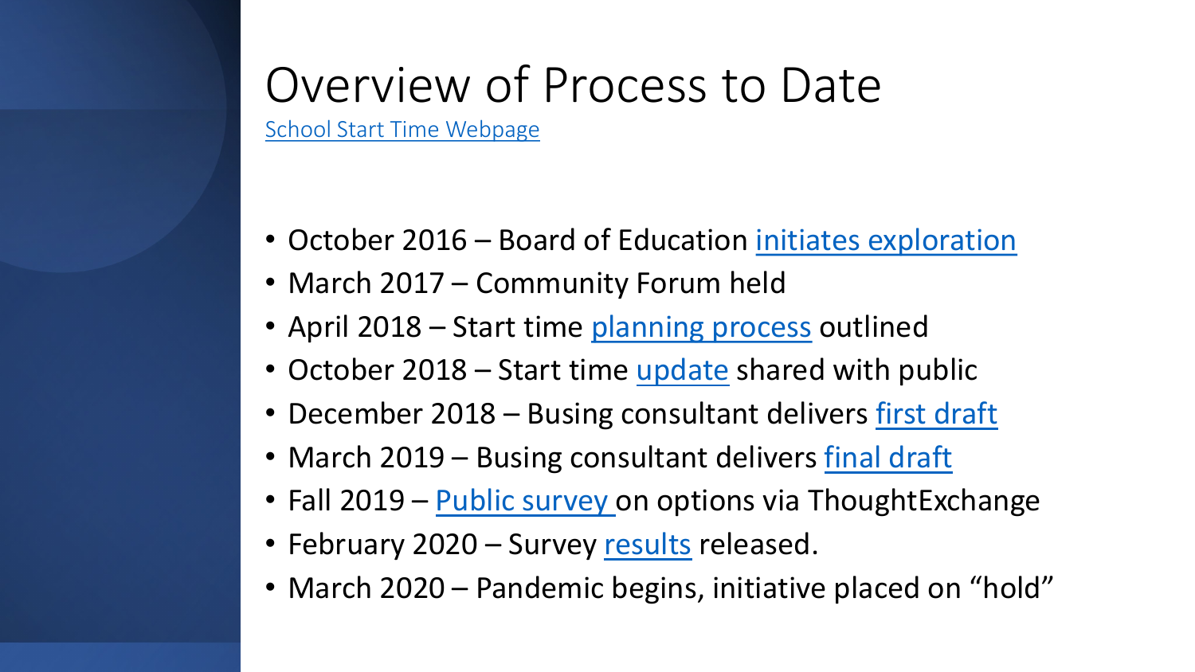# Overview of Process to Date

School Start Time Webpage

- October 2016 – Board of Education initiates exploration
- March 2017 – Community Forum held
- April 2018 – Start time planning process outlined
- October 2018 – Start time update shared with public
- December 2018 – Busing consultant delivers first draft
- March 2019 – Busing consultant delivers final draft
- Fall 2019 – Public survey on options via ThoughtExchange
- February 2020 – Survey results released.
- March 2020 – Pandemic begins, initiative placed on "hold"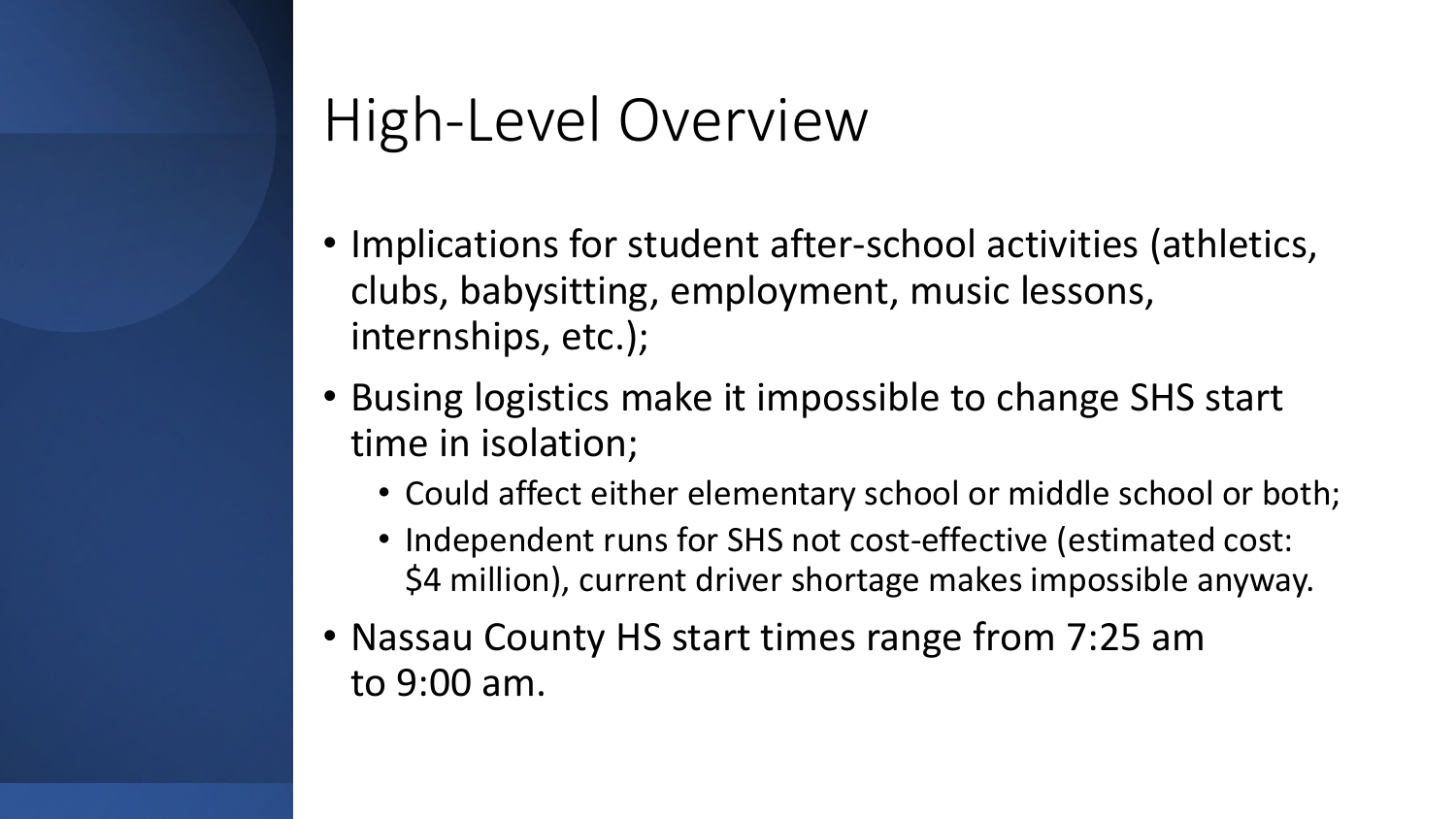# High-Level Overview

- Implications for student after-school activities (athletics, clubs, babysitting, employment, music lessons, internships, etc.);
- Busing logistics make it impossible to change SHS start time in isolation;
  - Could affect either elementary school or middle school or both;
  - Independent runs for SHS not cost-effective (estimated cost: $4 million), current driver shortage makes impossible anyway.
- Nassau County HS start times range from 7:25 am to 9:00 am.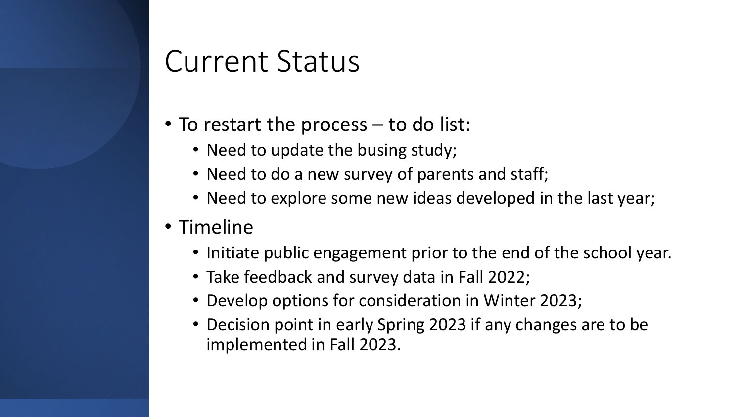# Current Status

- To restart the process – to do list:
  - Need to update the busing study;
  - Need to do a new survey of parents and staff;
  - Need to explore some new ideas developed in the last year;
- Timeline
  - Initiate public engagement prior to the end of the school year.
  - Take feedback and survey data in Fall 2022;
  - Develop options for consideration in Winter 2023;
  - Decision point in early Spring 2023 if any changes are to be implemented in Fall 2023.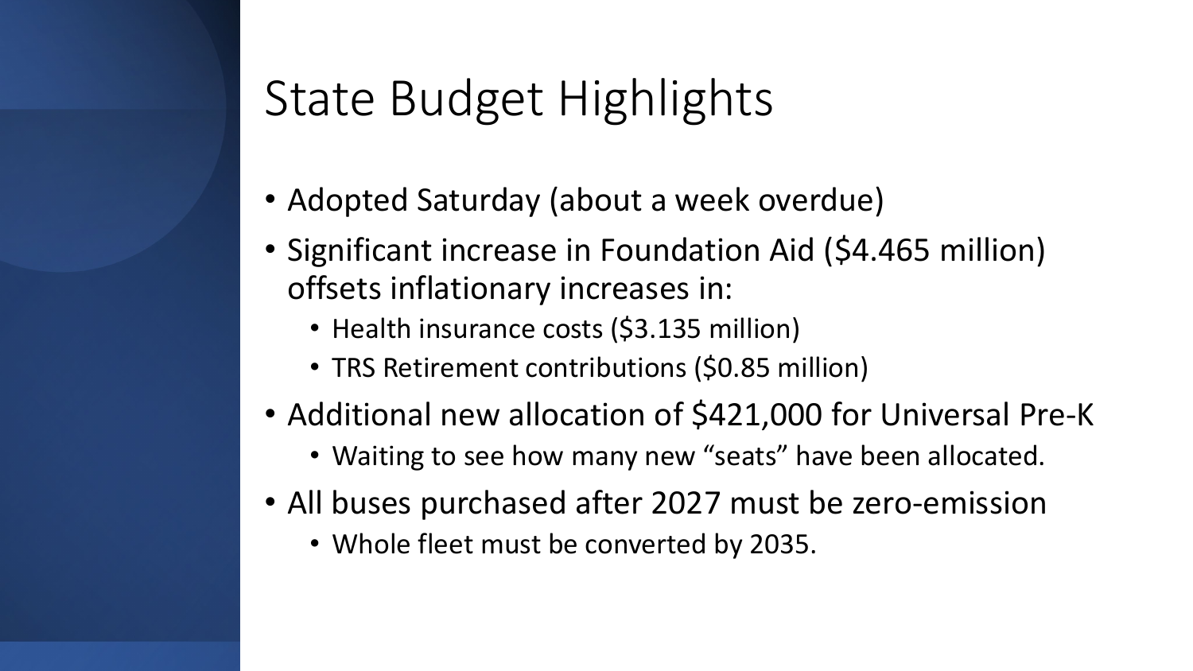# State Budget Highlights

- Adopted Saturday (about a week overdue)
- Significant increase in Foundation Aid ($4.465 million) offsets inflationary increases in:
  - Health insurance costs ($3.135 million)
  - TRS Retirement contributions ($0.85 million)
- Additional new allocation of $421,000 for Universal Pre-K
  - Waiting to see how many new "seats" have been allocated.
- All buses purchased after 2027 must be zero-emission
  - Whole fleet must be converted by 2035.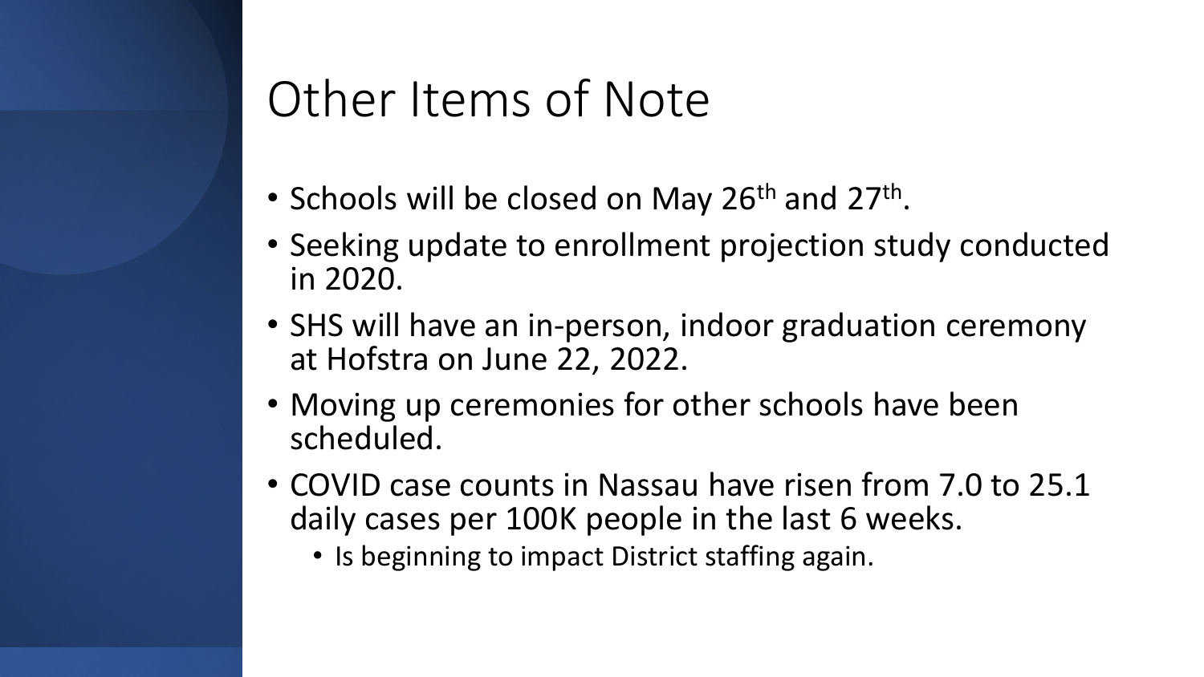# Other Items of Note

- Schools will be closed on May 26th and 27th.
- Seeking update to enrollment projection study conducted in 2020.
- SHS will have an in-person, indoor graduation ceremony at Hofstra on June 22, 2022.
- Moving up ceremonies for other schools have been scheduled.
- COVID case counts in Nassau have risen from 7.0 to 25.1 daily cases per 100K people in the last 6 weeks.
  - Is beginning to impact District staffing again.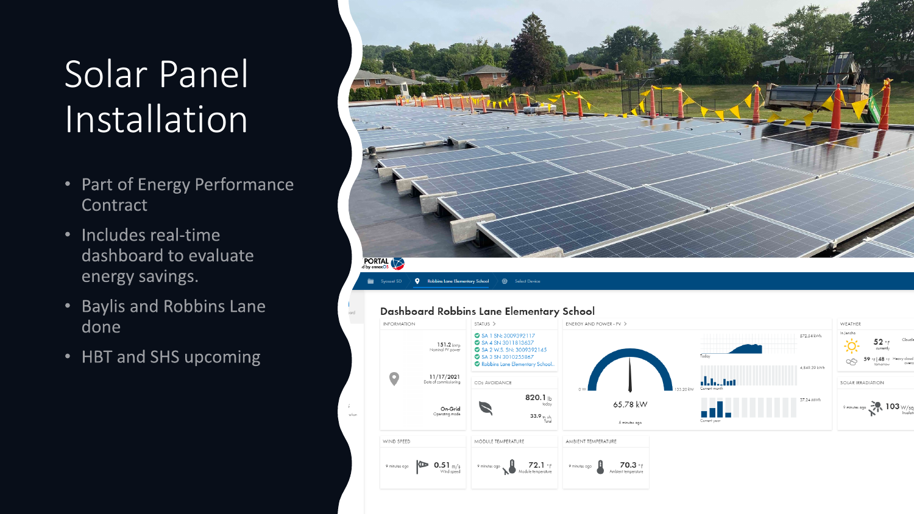# Solar Panel Installation

- Part of Energy Performance Contract
- Includes real-time dashboard to evaluate energy savings.
- Baylis and Robbins Lane done
- HBT and SHS upcoming